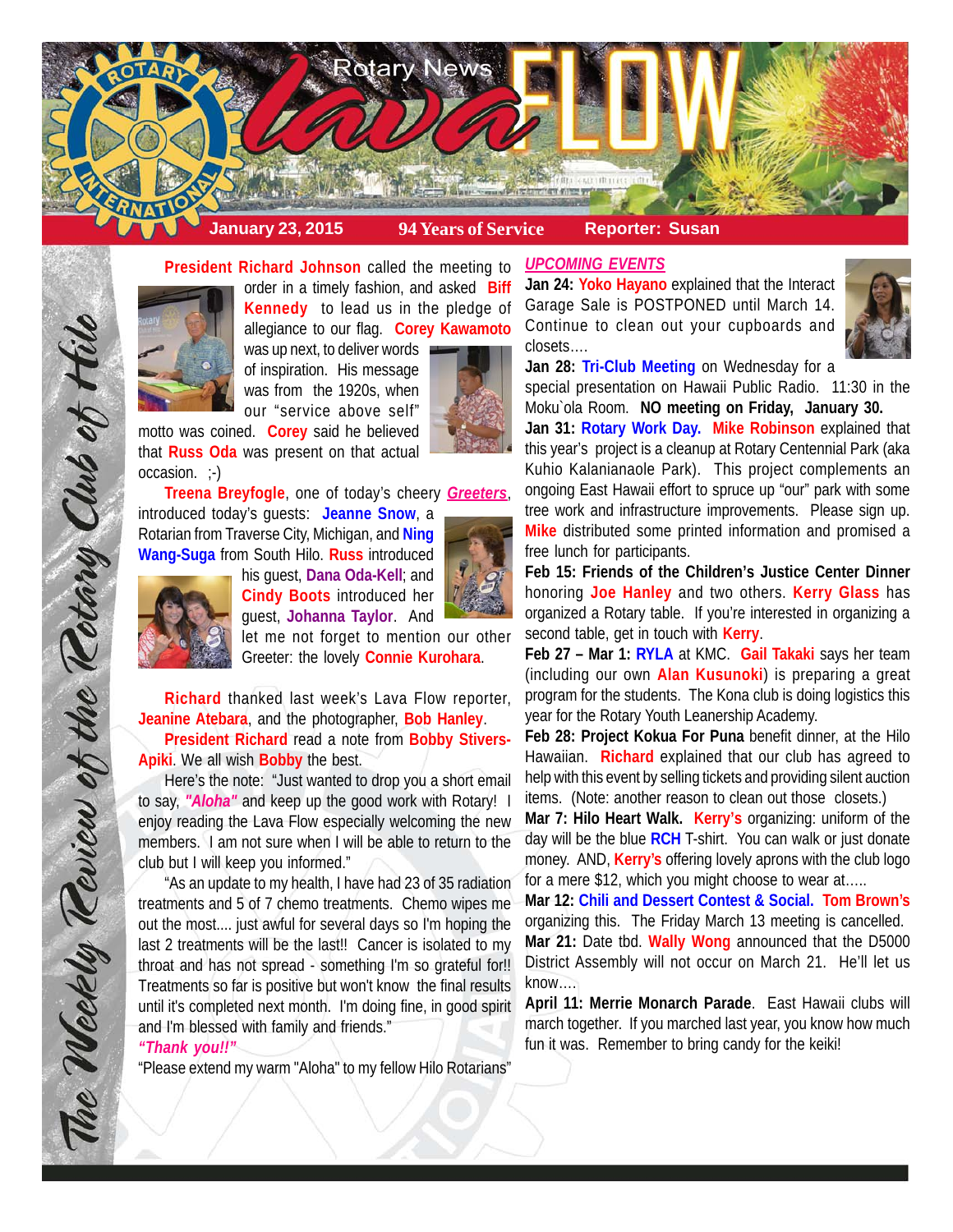# Rotary News Lava FLOW

**January 23, 2015** | **94 Years of Service** | **Reporter: Susan**

*The Weekly Review of the Rotary Club of Hilo*

**President Richard Johnson** called the meeting to order in a timely fashion, and asked **Biff Kennedy** to lead us in the pledge of allegiance to our flag. **Corey Kawamoto** was up next, to deliver words of inspiration. His message was from the 1920s, when our "service above self" motto was coined. **Corey** said he believed that **Russ Oda** was present on that actual occasion. ;-)

**Treena Breyfogle**, one of today's cheery ***Greeters***, introduced today's guests: **Jeanne Snow**, a Rotarian from Traverse City, Michigan, and **Ning Wang-Suga** from South Hilo. **Russ** introduced his guest, **Dana Oda-Kell**; and **Cindy Boots** introduced her guest, **Johanna Taylor**. And let me not forget to mention our other Greeter: the lovely **Connie Kurohara**.

**Richard** thanked last week's Lava Flow reporter, **Jeanine Atebara**, and the photographer, **Bob Hanley**.

**President Richard** read a note from **Bobby Stivers-Apiki**. We all wish **Bobby** the best.

Here's the note: "Just wanted to drop you a short email to say, ***"Aloha"*** and keep up the good work with Rotary! I enjoy reading the Lava Flow especially welcoming the new members. I am not sure when I will be able to return to the club but I will keep you informed."

"As an update to my health, I have had 23 of 35 radiation treatments and 5 of 7 chemo treatments. Chemo wipes me out the most.... just awful for several days so I'm hoping the last 2 treatments will be the last!! Cancer is isolated to my throat and has not spread - something I'm so grateful for!! Treatments so far is positive but won't know the final results until it's completed next month. I'm doing fine, in good spirit and I'm blessed with family and friends."

***"Thank you!!"***

"Please extend my warm "Aloha" to my fellow Hilo Rotarians"

## *UPCOMING EVENTS*

**Jan 24:** **Yoko Hayano** explained that the Interact Garage Sale is POSTPONED until March 14. Continue to clean out your cupboards and closets....

**Jan 28:** **Tri-Club Meeting** on Wednesday for a special presentation on Hawaii Public Radio. 11:30 in the Moku`ola Room. **NO meeting on Friday, January 30.**

**Jan 31:** **Rotary Work Day.** **Mike Robinson** explained that this year's project is a cleanup at Rotary Centennial Park (aka Kuhio Kalanianaole Park). This project complements an ongoing East Hawaii effort to spruce up "our" park with some tree work and infrastructure improvements. Please sign up. **Mike** distributed some printed information and promised a free lunch for participants.

**Feb 15: Friends of the Children's Justice Center Dinner** honoring **Joe Hanley** and two others. **Kerry Glass** has organized a Rotary table. If you're interested in organizing a second table, get in touch with **Kerry**.

**Feb 27 – Mar 1:** **RYLA** at KMC. **Gail Takaki** says her team (including our own **Alan Kusunoki**) is preparing a great program for the students. The Kona club is doing logistics this year for the Rotary Youth Leanership Academy.

**Feb 28: Project Kokua For Puna** benefit dinner, at the Hilo Hawaiian. **Richard** explained that our club has agreed to help with this event by selling tickets and providing silent auction items. (Note: another reason to clean out those closets.)

**Mar 7: Hilo Heart Walk.** **Kerry's** organizing: uniform of the day will be the blue **RCH** T-shirt. You can walk or just donate money. AND, **Kerry's** offering lovely aprons with the club logo for a mere $12, which you might choose to wear at.....

**Mar 12:** **Chili and Dessert Contest & Social.** **Tom Brown's** organizing this. The Friday March 13 meeting is cancelled.

**Mar 21:** Date tbd. **Wally Wong** announced that the D5000 District Assembly will not occur on March 21. He'll let us know....

**April 11: Merrie Monarch Parade**. East Hawaii clubs will march together. If you marched last year, you know how much fun it was. Remember to bring candy for the keiki!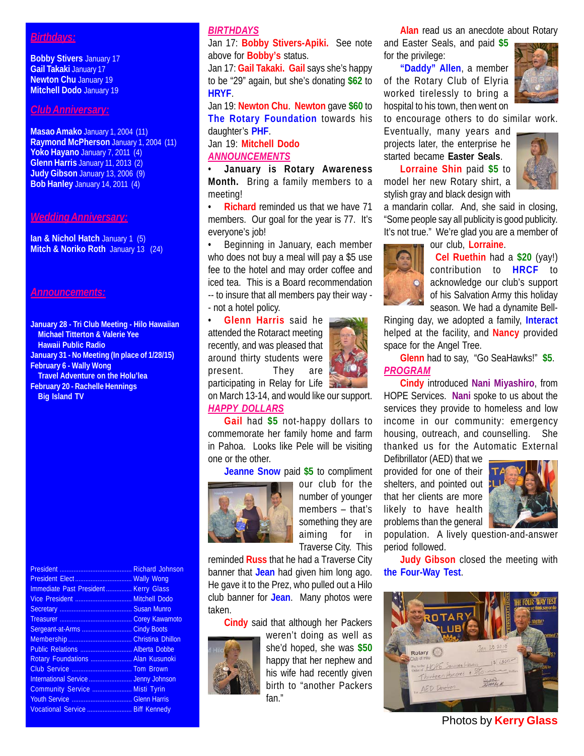## Birthdays:

**Bobby Stivers** January 17
**Gail Takaki** January 17
**Newton Chu** January 19
**Mitchell Dodo** January 19

## Club Anniversary:

**Masao Amako** January 1, 2004 (11)
**Raymond McPherson** January 1, 2004 (11)
**Yoko Hayano** January 7, 2011 (4)
**Glenn Harris** January 11, 2013 (2)
**Judy Gibson** January 13, 2006 (9)
**Bob Hanley** January 14, 2011 (4)

## Wedding Anniversary:

**Ian & Nichol Hatch** January 1 (5)
**Mitch & Noriko Roth** January 13 (24)

## Announcements:

**January 28 - Tri Club Meeting - Hilo Hawaiian**
**Michael Titterton & Valerie Yee**
**Hawaii Public Radio**
**January 31 - No Meeting (In place of 1/28/15)**
**February 6 - Wally Wong**
**Travel Adventure on the Holu'lea**
**February 20 - Rachelle Hennings**
**Big Island TV**

| | |
|---|---|
| President | Richard Johnson |
| President Elect | Wally Wong |
| Immediate Past President | Kerry Glass |
| Vice President | Mitchell Dodo |
| Secretary | Susan Munro |
| Treasurer | Corey Kawamoto |
| Sergeant-at-Arms | Cindy Boots |
| Membership | Christina Dhillon |
| Public Relations | Alberta Dobbe |
| Rotary Foundations | Alan Kusunoki |
| Club Service | Tom Brown |
| International Service | Jenny Johnson |
| Community Service | Misti Tyrin |
| Youth Service | Glenn Harris |
| Vocational Service | Biff Kennedy |

## BIRTHDAYS

Jan 17: **Bobby Stivers-Apiki.** See note above for **Bobby's** status.

Jan 17: **Gail Takaki. Gail** says she's happy to be "29" again, but she's donating **$62** to **HRYF**.

Jan 19: **Newton Chu. Newton** gave **$60** to **The Rotary Foundation** towards his daughter's **PHF**.

Jan 19: **Mitchell Dodo**

## ANNOUNCEMENTS

- **January is Rotary Awareness Month.** Bring a family members to a meeting!
- **Richard** reminded us that we have 71 members. Our goal for the year is 77. It's everyone's job!
- Beginning in January, each member who does not buy a meal will pay a $5 use fee to the hotel and may order coffee and iced tea. This is a Board recommendation -- to insure that all members pay their way -- not a hotel policy.
- **Glenn Harris** said he attended the Rotaract meeting recently, and was pleased that around thirty students were present. They are participating in Relay for Life on March 13-14, and would like our support.

## HAPPY DOLLARS

**Gail** had **$5** not-happy dollars to commemorate her family home and farm in Pahoa. Looks like Pele will be visiting one or the other.

**Jeanne Snow** paid **$5** to compliment our club for the number of younger members – that's something they are aiming for in Traverse City. This reminded **Russ** that he had a Traverse City banner that **Jean** had given him long ago. He gave it to the Prez, who pulled out a Hilo club banner for **Jean**. Many photos were taken.

**Cindy** said that although her Packers weren't doing as well as she'd hoped, she was **$50** happy that her nephew and his wife had recently given birth to "another Packers fan."

**Alan** read us an anecdote about Rotary and Easter Seals, and paid **$5** for the privilege:

**"Daddy" Allen**, a member of the Rotary Club of Elyria worked tirelessly to bring a hospital to his town, then went on to encourage others to do similar work. Eventually, many years and projects later, the enterprise he started became **Easter Seals**.

**Lorraine Shin** paid **$5** to model her new Rotary shirt, a stylish gray and black design with a mandarin collar. And, she said in closing, "Some people say all publicity is good publicity. It's not true." We're glad you are a member of our club, **Lorraine**.

**Cel Ruethin** had a **$20** (yay!) contribution to **HRCF** to acknowledge our club's support of his Salvation Army this holiday season. We had a dynamite Bell-Ringing day, we adopted a family, **Interact** helped at the facility, and **Nancy** provided space for the Angel Tree.

**Glenn** had to say, "Go SeaHawks!" **$5**.

## PROGRAM

**Cindy** introduced **Nani Miyashiro**, from HOPE Services. **Nani** spoke to us about the services they provide to homeless and low income in our community: emergency housing, outreach, and counselling. She thanked us for the Automatic External Defibrillator (AED) that we provided for one of their shelters, and pointed out that her clients are more likely to have health problems than the general population. A lively question-and-answer period followed.

**Judy Gibson** closed the meeting with **the Four-Way Test**.

Photos by **Kerry Glass**